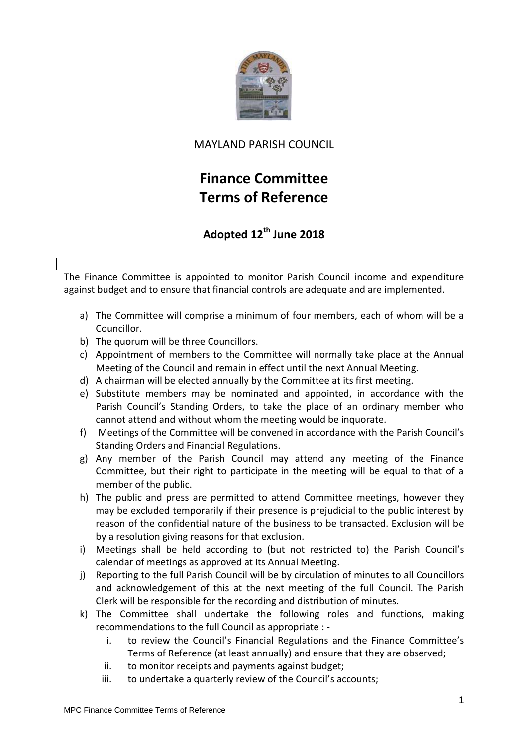MAYLAND PARISH COUNCIL

# Finance Committee Terms of Reference

## Adopted 12th June 2018

The Finance Committee is appointed to monitor Parish Council income and expenditure against budget and to ensure that financial controls are adequate and are implemented.

a) The Committee will comprise a minimum of four members, each of whom will be a Councillor.
b) The quorum will be three Councillors.
c) Appointment of members to the Committee will normally take place at the Annual Meeting of the Council and remain in effect until the next Annual Meeting.
d) A chairman will be elected annually by the Committee at its first meeting.
e) Substitute members may be nominated and appointed, in accordance with the Parish Council's Standing Orders, to take the place of an ordinary member who cannot attend and without whom the meeting would be inquorate.
f) Meetings of the Committee will be convened in accordance with the Parish Council's Standing Orders and Financial Regulations.
g) Any member of the Parish Council may attend any meeting of the Finance Committee, but their right to participate in the meeting will be equal to that of a member of the public.
h) The public and press are permitted to attend Committee meetings, however they may be excluded temporarily if their presence is prejudicial to the public interest by reason of the confidential nature of the business to be transacted. Exclusion will be by a resolution giving reasons for that exclusion.
i) Meetings shall be held according to (but not restricted to) the Parish Council's calendar of meetings as approved at its Annual Meeting.
j) Reporting to the full Parish Council will be by circulation of minutes to all Councillors and acknowledgement of this at the next meeting of the full Council. The Parish Clerk will be responsible for the recording and distribution of minutes.
k) The Committee shall undertake the following roles and functions, making recommendations to the full Council as appropriate : -
    i. to review the Council's Financial Regulations and the Finance Committee's Terms of Reference (at least annually) and ensure that they are observed;
    ii. to monitor receipts and payments against budget;
    iii. to undertake a quarterly review of the Council's accounts;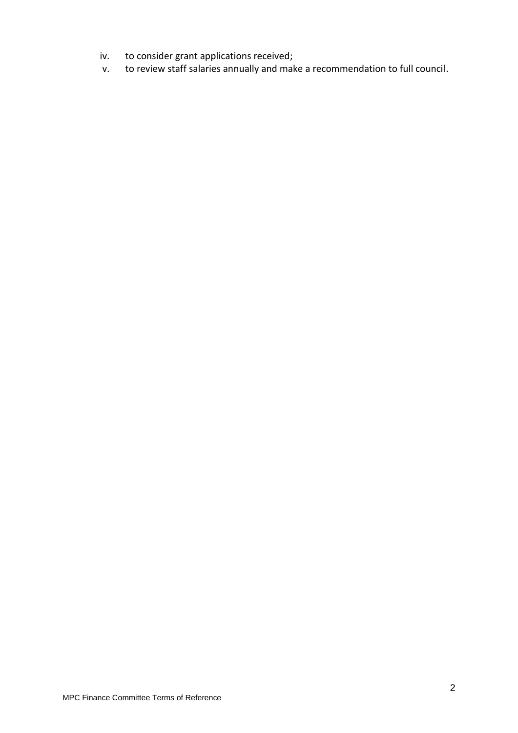iv. to consider grant applications received;
v. to review staff salaries annually and make a recommendation to full council.